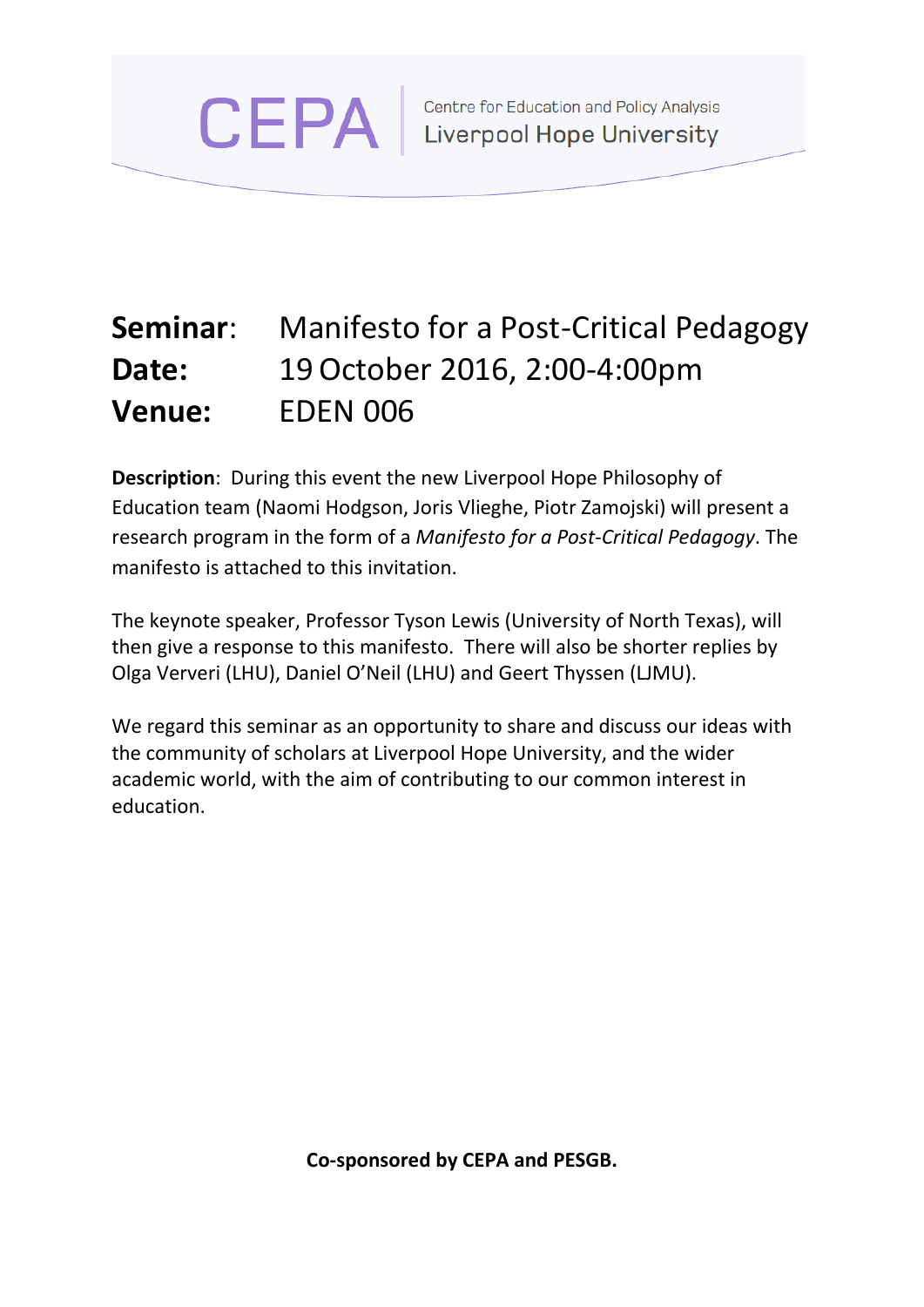CEPA | Centre for Education and Policy Analysis
Liverpool Hope University

**Seminar**: Manifesto for a Post-Critical Pedagogy
**Date:** 19 October 2016, 2:00-4:00pm
**Venue:** EDEN 006

**Description**: During this event the new Liverpool Hope Philosophy of Education team (Naomi Hodgson, Joris Vlieghe, Piotr Zamojski) will present a research program in the form of a *Manifesto for a Post-Critical Pedagogy*. The manifesto is attached to this invitation.

The keynote speaker, Professor Tyson Lewis (University of North Texas), will then give a response to this manifesto. There will also be shorter replies by Olga Ververi (LHU), Daniel O'Neil (LHU) and Geert Thyssen (LJMU).

We regard this seminar as an opportunity to share and discuss our ideas with the community of scholars at Liverpool Hope University, and the wider academic world, with the aim of contributing to our common interest in education.

**Co-sponsored by CEPA and PESGB.**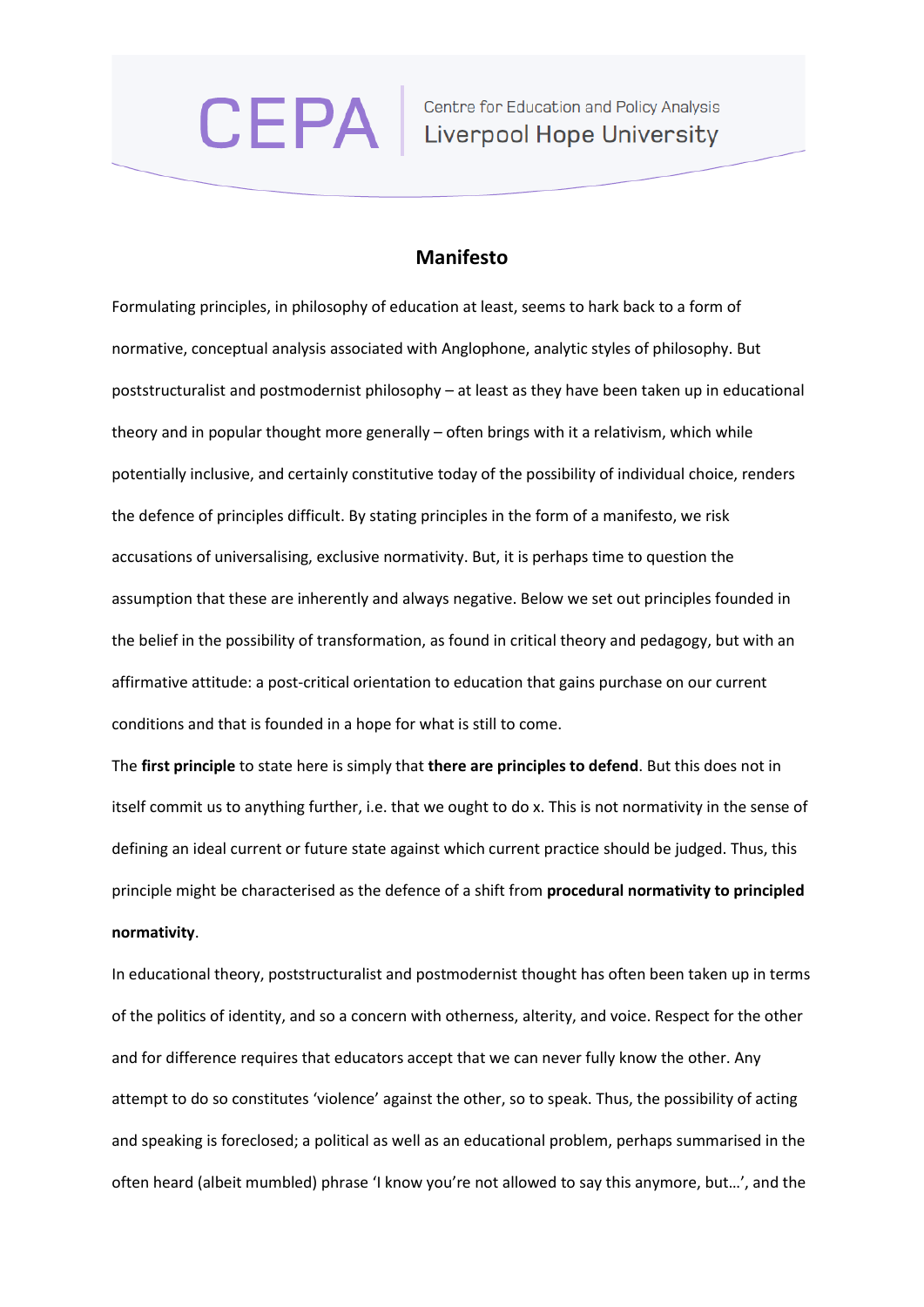## Manifesto

Formulating principles, in philosophy of education at least, seems to hark back to a form of normative, conceptual analysis associated with Anglophone, analytic styles of philosophy. But poststructuralist and postmodernist philosophy – at least as they have been taken up in educational theory and in popular thought more generally – often brings with it a relativism, which while potentially inclusive, and certainly constitutive today of the possibility of individual choice, renders the defence of principles difficult. By stating principles in the form of a manifesto, we risk accusations of universalising, exclusive normativity. But, it is perhaps time to question the assumption that these are inherently and always negative. Below we set out principles founded in the belief in the possibility of transformation, as found in critical theory and pedagogy, but with an affirmative attitude: a post-critical orientation to education that gains purchase on our current conditions and that is founded in a hope for what is still to come.

The **first principle** to state here is simply that **there are principles to defend**. But this does not in itself commit us to anything further, i.e. that we ought to do x. This is not normativity in the sense of defining an ideal current or future state against which current practice should be judged. Thus, this principle might be characterised as the defence of a shift from **procedural normativity to principled normativity**.

In educational theory, poststructuralist and postmodernist thought has often been taken up in terms of the politics of identity, and so a concern with otherness, alterity, and voice. Respect for the other and for difference requires that educators accept that we can never fully know the other. Any attempt to do so constitutes 'violence' against the other, so to speak. Thus, the possibility of acting and speaking is foreclosed; a political as well as an educational problem, perhaps summarised in the often heard (albeit mumbled) phrase 'I know you're not allowed to say this anymore, but…', and the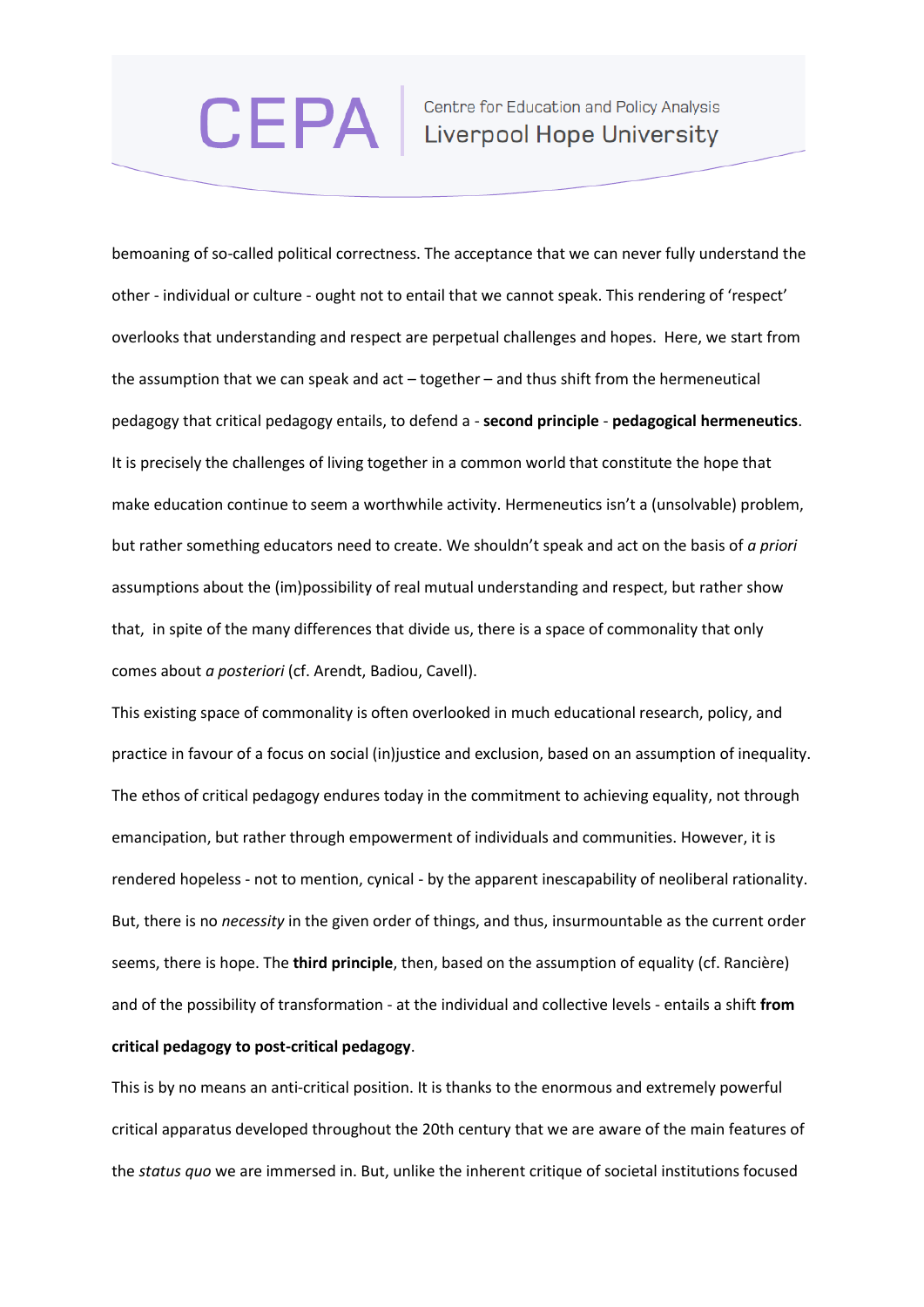bemoaning of so-called political correctness. The acceptance that we can never fully understand the other - individual or culture - ought not to entail that we cannot speak. This rendering of 'respect' overlooks that understanding and respect are perpetual challenges and hopes. Here, we start from the assumption that we can speak and act – together – and thus shift from the hermeneutical pedagogy that critical pedagogy entails, to defend a - **second principle** - **pedagogical hermeneutics**. It is precisely the challenges of living together in a common world that constitute the hope that make education continue to seem a worthwhile activity. Hermeneutics isn't a (unsolvable) problem, but rather something educators need to create. We shouldn't speak and act on the basis of *a priori* assumptions about the (im)possibility of real mutual understanding and respect, but rather show that, in spite of the many differences that divide us, there is a space of commonality that only comes about *a posteriori* (cf. Arendt, Badiou, Cavell).

This existing space of commonality is often overlooked in much educational research, policy, and practice in favour of a focus on social (in)justice and exclusion, based on an assumption of inequality. The ethos of critical pedagogy endures today in the commitment to achieving equality, not through emancipation, but rather through empowerment of individuals and communities. However, it is rendered hopeless - not to mention, cynical - by the apparent inescapability of neoliberal rationality. But, there is no *necessity* in the given order of things, and thus, insurmountable as the current order seems, there is hope. The **third principle**, then, based on the assumption of equality (cf. Rancière) and of the possibility of transformation - at the individual and collective levels - entails a shift **from critical pedagogy to post-critical pedagogy**.

This is by no means an anti-critical position. It is thanks to the enormous and extremely powerful critical apparatus developed throughout the 20th century that we are aware of the main features of the *status quo* we are immersed in. But, unlike the inherent critique of societal institutions focused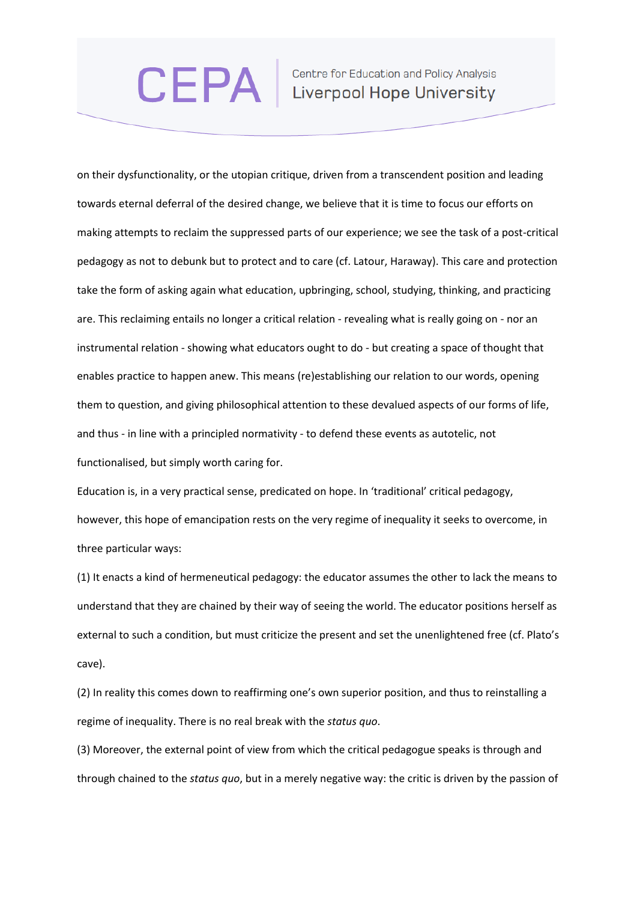on their dysfunctionality, or the utopian critique, driven from a transcendent position and leading towards eternal deferral of the desired change, we believe that it is time to focus our efforts on making attempts to reclaim the suppressed parts of our experience; we see the task of a post-critical pedagogy as not to debunk but to protect and to care (cf. Latour, Haraway). This care and protection take the form of asking again what education, upbringing, school, studying, thinking, and practicing are. This reclaiming entails no longer a critical relation - revealing what is really going on - nor an instrumental relation - showing what educators ought to do - but creating a space of thought that enables practice to happen anew. This means (re)establishing our relation to our words, opening them to question, and giving philosophical attention to these devalued aspects of our forms of life, and thus - in line with a principled normativity - to defend these events as autotelic, not functionalised, but simply worth caring for.

Education is, in a very practical sense, predicated on hope. In 'traditional' critical pedagogy, however, this hope of emancipation rests on the very regime of inequality it seeks to overcome, in three particular ways:

(1) It enacts a kind of hermeneutical pedagogy: the educator assumes the other to lack the means to understand that they are chained by their way of seeing the world. The educator positions herself as external to such a condition, but must criticize the present and set the unenlightened free (cf. Plato's cave).

(2) In reality this comes down to reaffirming one's own superior position, and thus to reinstalling a regime of inequality. There is no real break with the *status quo*.

(3) Moreover, the external point of view from which the critical pedagogue speaks is through and through chained to the *status quo*, but in a merely negative way: the critic is driven by the passion of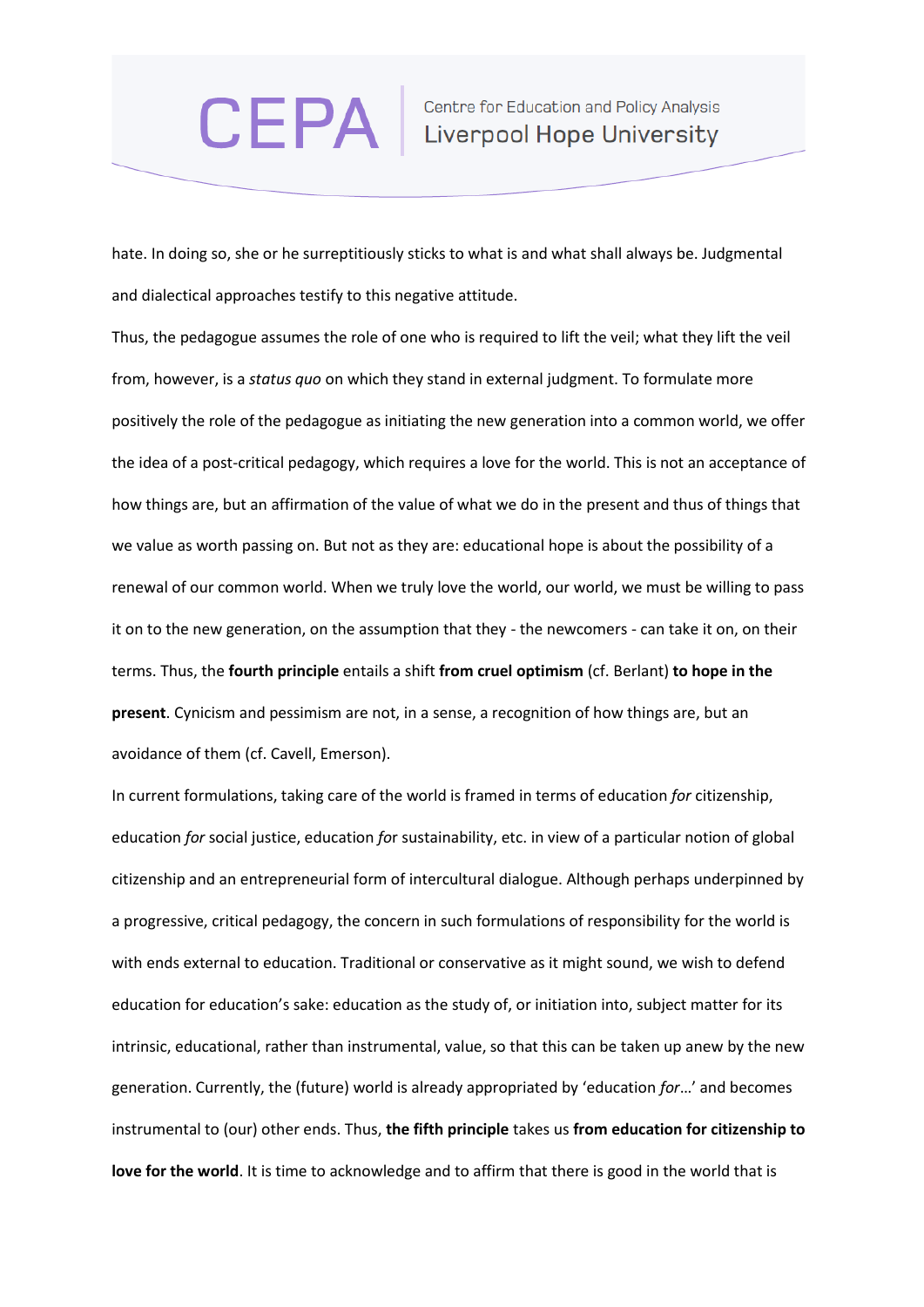hate. In doing so, she or he surreptitiously sticks to what is and what shall always be. Judgmental and dialectical approaches testify to this negative attitude.

Thus, the pedagogue assumes the role of one who is required to lift the veil; what they lift the veil from, however, is a *status quo* on which they stand in external judgment. To formulate more positively the role of the pedagogue as initiating the new generation into a common world, we offer the idea of a post-critical pedagogy, which requires a love for the world. This is not an acceptance of how things are, but an affirmation of the value of what we do in the present and thus of things that we value as worth passing on. But not as they are: educational hope is about the possibility of a renewal of our common world. When we truly love the world, our world, we must be willing to pass it on to the new generation, on the assumption that they - the newcomers - can take it on, on their terms. Thus, the **fourth principle** entails a shift **from cruel optimism** (cf. Berlant) **to hope in the present**. Cynicism and pessimism are not, in a sense, a recognition of how things are, but an avoidance of them (cf. Cavell, Emerson).

In current formulations, taking care of the world is framed in terms of education *for* citizenship, education *for* social justice, education *fo*r sustainability, etc. in view of a particular notion of global citizenship and an entrepreneurial form of intercultural dialogue. Although perhaps underpinned by a progressive, critical pedagogy, the concern in such formulations of responsibility for the world is with ends external to education. Traditional or conservative as it might sound, we wish to defend education for education's sake: education as the study of, or initiation into, subject matter for its intrinsic, educational, rather than instrumental, value, so that this can be taken up anew by the new generation. Currently, the (future) world is already appropriated by 'education *for*…' and becomes instrumental to (our) other ends. Thus, **the fifth principle** takes us **from education for citizenship to love for the world**. It is time to acknowledge and to affirm that there is good in the world that is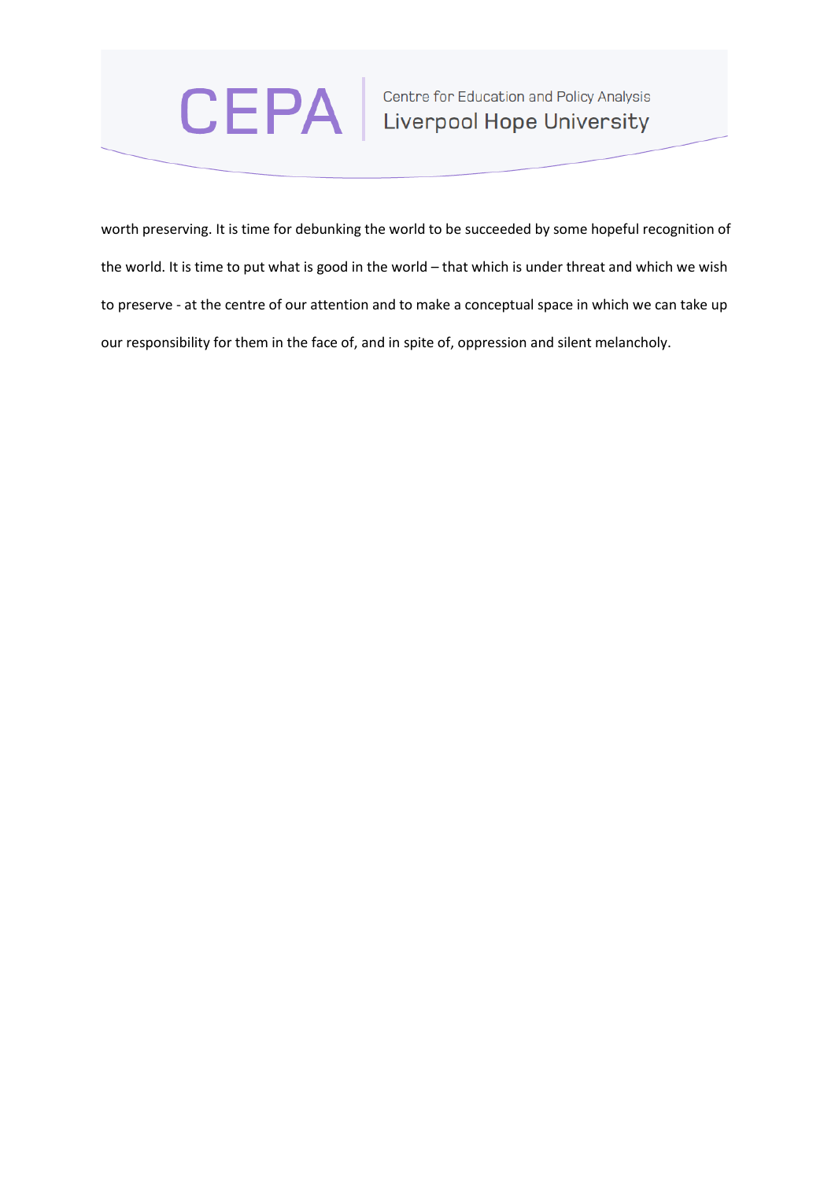worth preserving. It is time for debunking the world to be succeeded by some hopeful recognition of the world. It is time to put what is good in the world – that which is under threat and which we wish to preserve - at the centre of our attention and to make a conceptual space in which we can take up our responsibility for them in the face of, and in spite of, oppression and silent melancholy.